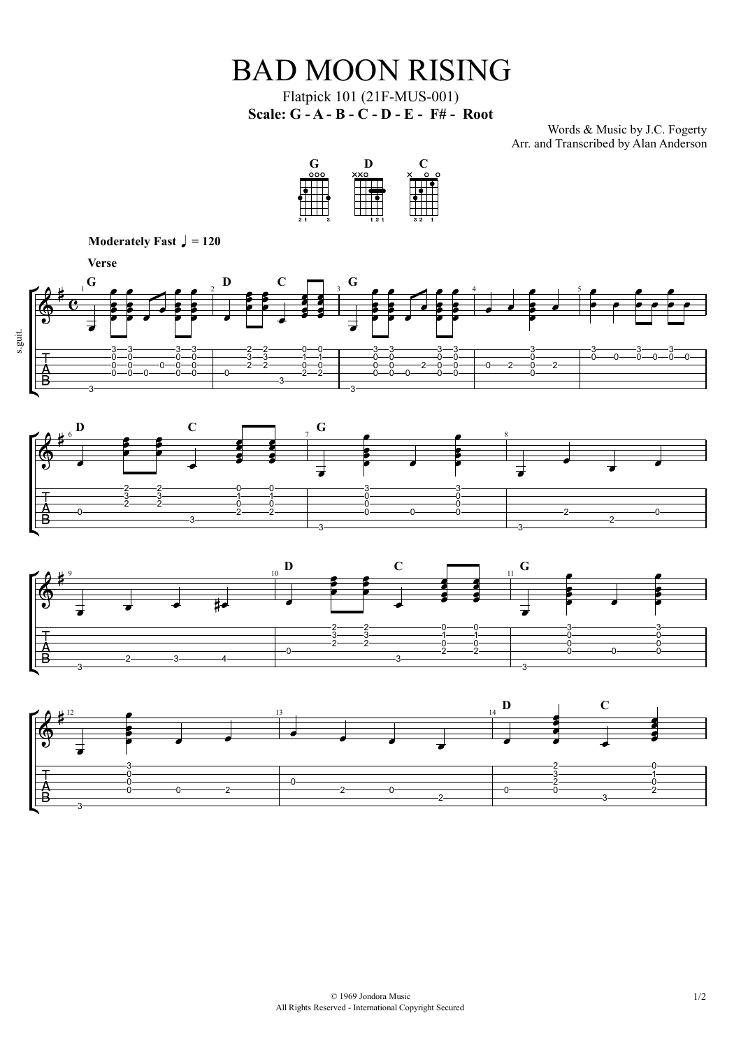# BAD MOON RISING

Flatpick 101 (21F-MUS-001)

**Scale: G - A - B - C - D - E - F# - Root**

Words & Music by J.C. Fogerty
Arr. and Transcribed by Alan Anderson

G D C

**Moderately Fast ♩ = 120**

**Verse**

© 1969 Jondora Music
All Rights Reserved - International Copyright Secured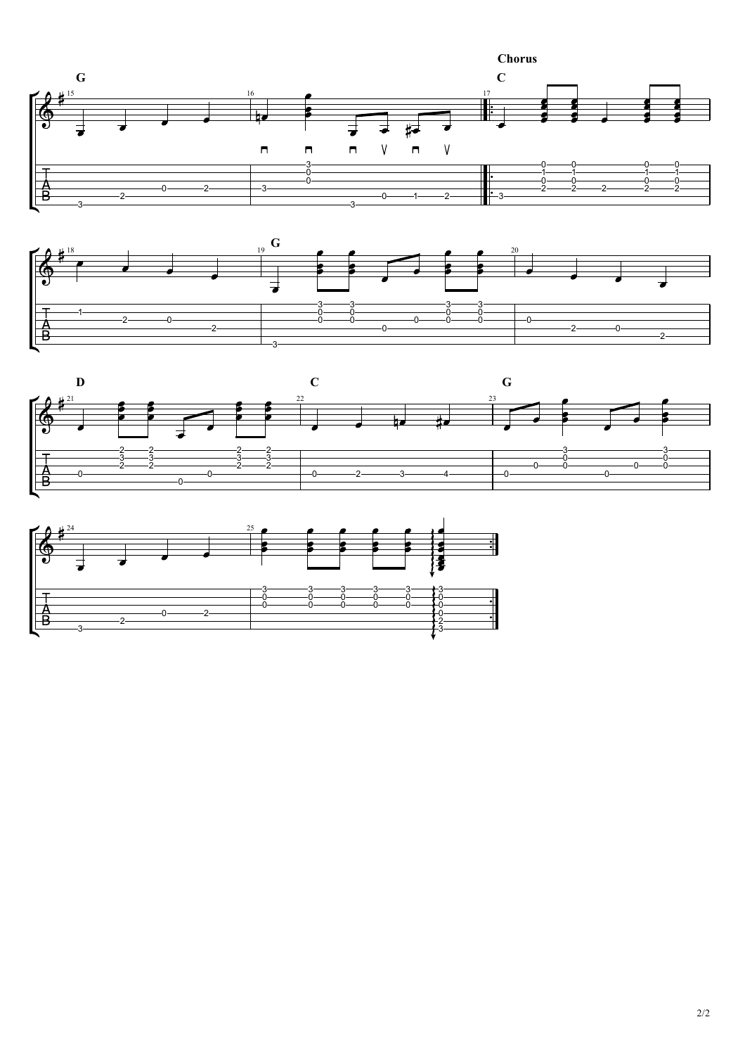G

Chorus

C

G

D

C

G